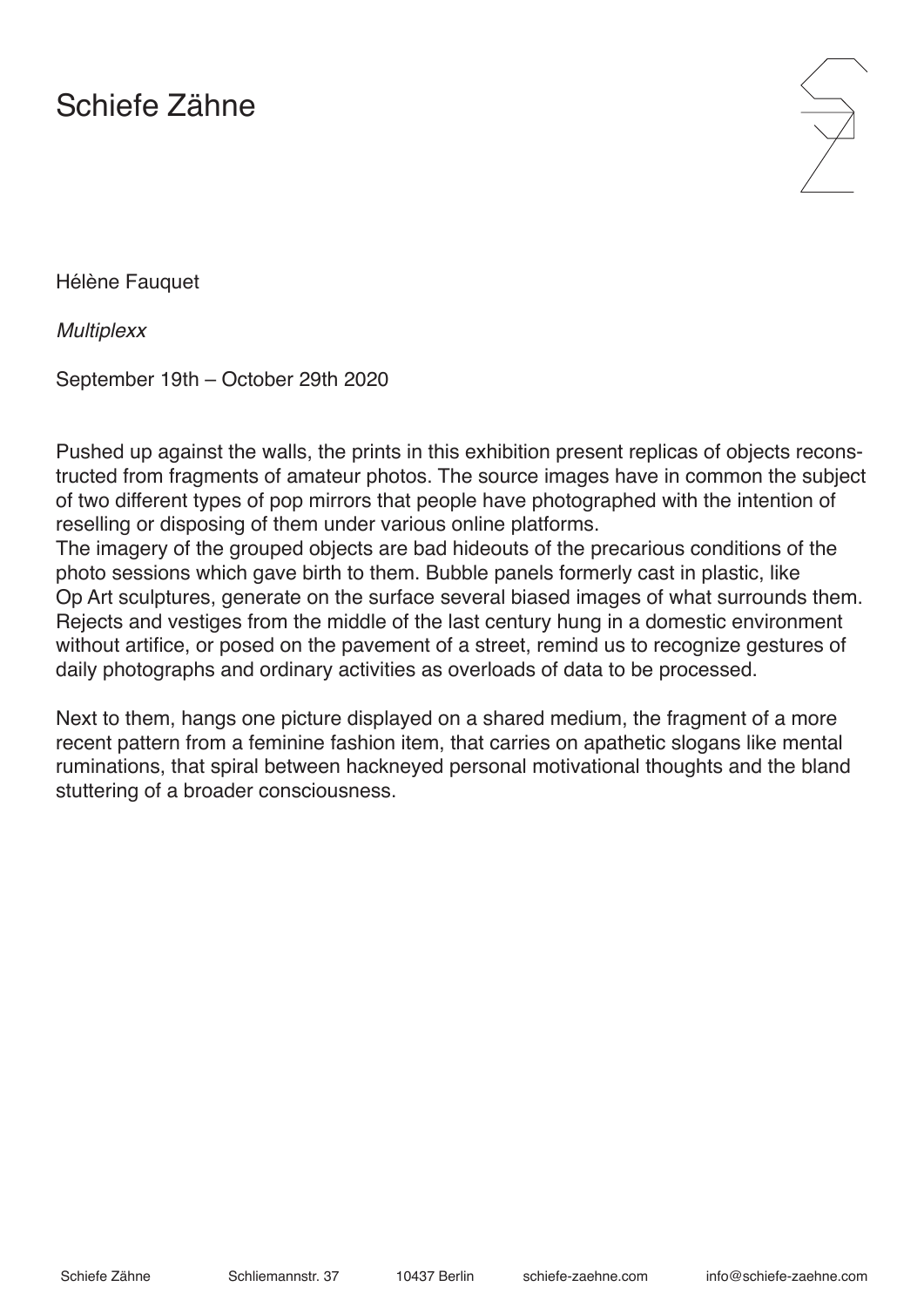# Schiefe Zähne

Hélène Fauquet

*Multiplexx*

September 19th – October 29th 2020

Pushed up against the walls, the prints in this exhibition present replicas of objects reconstructed from fragments of amateur photos. The source images have in common the subject of two different types of pop mirrors that people have photographed with the intention of reselling or disposing of them under various online platforms.
The imagery of the grouped objects are bad hideouts of the precarious conditions of the photo sessions which gave birth to them. Bubble panels formerly cast in plastic, like Op Art sculptures, generate on the surface several biased images of what surrounds them. Rejects and vestiges from the middle of the last century hung in a domestic environment without artifice, or posed on the pavement of a street, remind us to recognize gestures of daily photographs and ordinary activities as overloads of data to be processed.

Next to them, hangs one picture displayed on a shared medium, the fragment of a more recent pattern from a feminine fashion item, that carries on apathetic slogans like mental ruminations, that spiral between hackneyed personal motivational thoughts and the bland stuttering of a broader consciousness.

Schiefe Zähne Schliemannstr. 37 10437 Berlin schiefe-zaehne.com info@schiefe-zaehne.com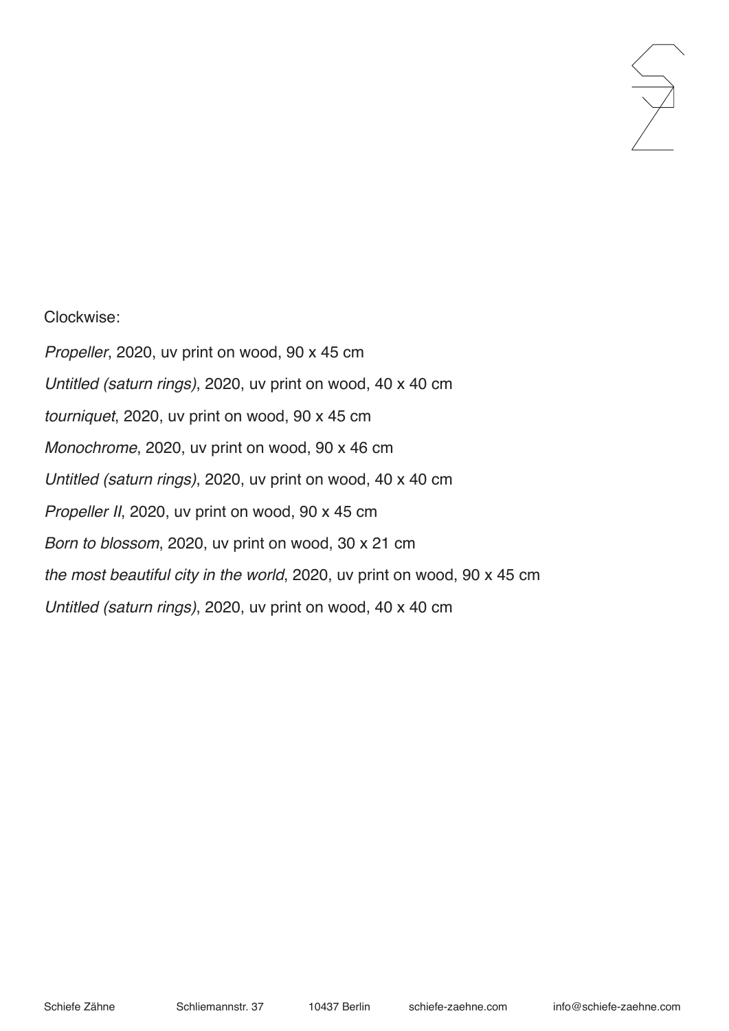Clockwise:

*Propeller*, 2020, uv print on wood, 90 x 45 cm

*Untitled (saturn rings)*, 2020, uv print on wood, 40 x 40 cm

*tourniquet*, 2020, uv print on wood, 90 x 45 cm

*Monochrome*, 2020, uv print on wood, 90 x 46 cm

*Untitled (saturn rings)*, 2020, uv print on wood, 40 x 40 cm

*Propeller II*, 2020, uv print on wood, 90 x 45 cm

*Born to blossom*, 2020, uv print on wood, 30 x 21 cm

*the most beautiful city in the world*, 2020, uv print on wood, 90 x 45 cm

*Untitled (saturn rings)*, 2020, uv print on wood, 40 x 40 cm